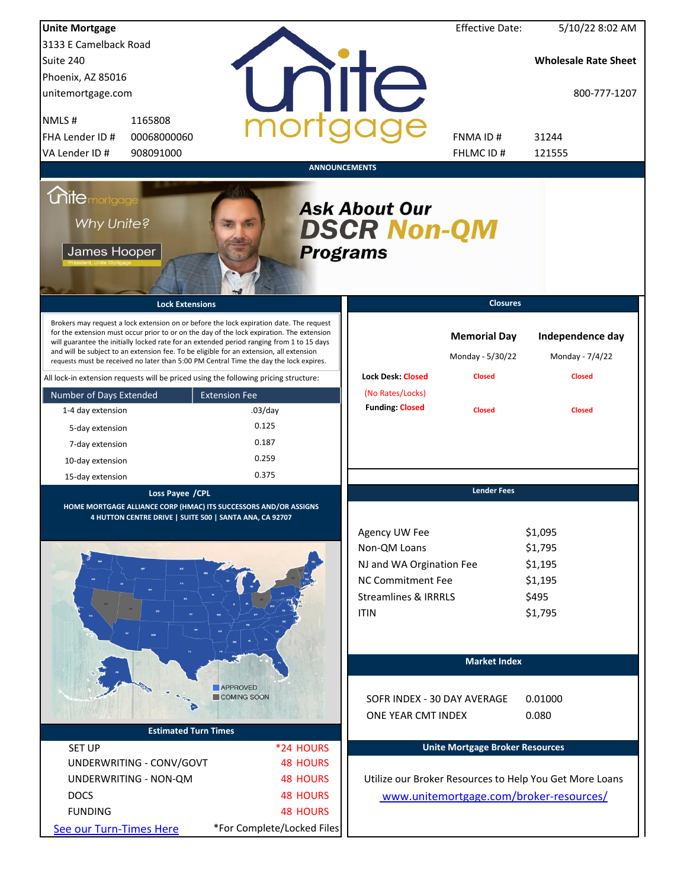**Unite Mortgage**
3133 E Camelback Road
Suite 240
Phoenix, AZ 85016
unitemortgage.com

| | |
|---|---|
| NMLS # | 1165808 |
| FHA Lender ID # | 00068000060 |
| VA Lender ID # | 908091000 |

| | |
|---|---|
| Effective Date: | 5/10/22 8:02 AM |

**Wholesale Rate Sheet**

800-777-1207

| | |
|---|---|
| FNMA ID # | 31244 |
| FHLMC ID # | 121555 |

## ANNOUNCEMENTS

Unite mortgage — Why Unite? — James Hooper, President, Unite Mortgage

***Ask About Our DSCR Non-QM Programs***

## Lock Extensions

Brokers may request a lock extension on or before the lock expiration date. The request for the extension must occur prior to or on the day of the lock expiration. The extension will guarantee the initially locked rate for an extended period ranging from 1 to 15 days and will be subject to an extension fee. To be eligible for an extension, all extension requests must be received no later than 5:00 PM Central Time the day the lock expires.

All lock-in extension requests will be priced using the following pricing structure:

| Number of Days Extended | Extension Fee |
|---|---|
| 1-4 day extension | .03/day |
| 5-day extension | 0.125 |
| 7-day extension | 0.187 |
| 10-day extension | 0.259 |
| 15-day extension | 0.375 |

## Closures

| | Memorial Day | Independence day |
|---|---|---|
| | Monday - 5/30/22 | Monday - 7/4/22 |
| Lock Desk: Closed (No Rates/Locks) | Closed | Closed |
| Funding: Closed | Closed | Closed |

## Loss Payee /CPL

**HOME MORTGAGE ALLIANCE CORP (HMAC) ITS SUCCESSORS AND/OR ASSIGNS**
**4 HUTTON CENTRE DRIVE | SUITE 500 | SANTA ANA, CA 92707**

APPROVED
COMING SOON

## Lender Fees

| | |
|---|---|
| Agency UW Fee | $1,095 |
| Non-QM Loans | $1,795 |
| NJ and WA Orgination Fee | $1,195 |
| NC Commitment Fee | $1,195 |
| Streamlines & IRRRLS | $495 |
| ITIN | $1,795 |

## Market Index

| | |
|---|---|
| SOFR INDEX - 30 DAY AVERAGE | 0.01000 |
| ONE YEAR CMT INDEX | 0.080 |

## Estimated Turn Times

| | |
|---|---|
| SET UP | *24 HOURS |
| UNDERWRITING - CONV/GOVT | 48 HOURS |
| UNDERWRITING - NON-QM | 48 HOURS |
| DOCS | 48 HOURS |
| FUNDING | 48 HOURS |

[See our Turn-Times Here](#) *For Complete/Locked Files

## Unite Mortgage Broker Resources

Utilize our Broker Resources to Help You Get More Loans
[www.unitemortgage.com/broker-resources/](www.unitemortgage.com/broker-resources/)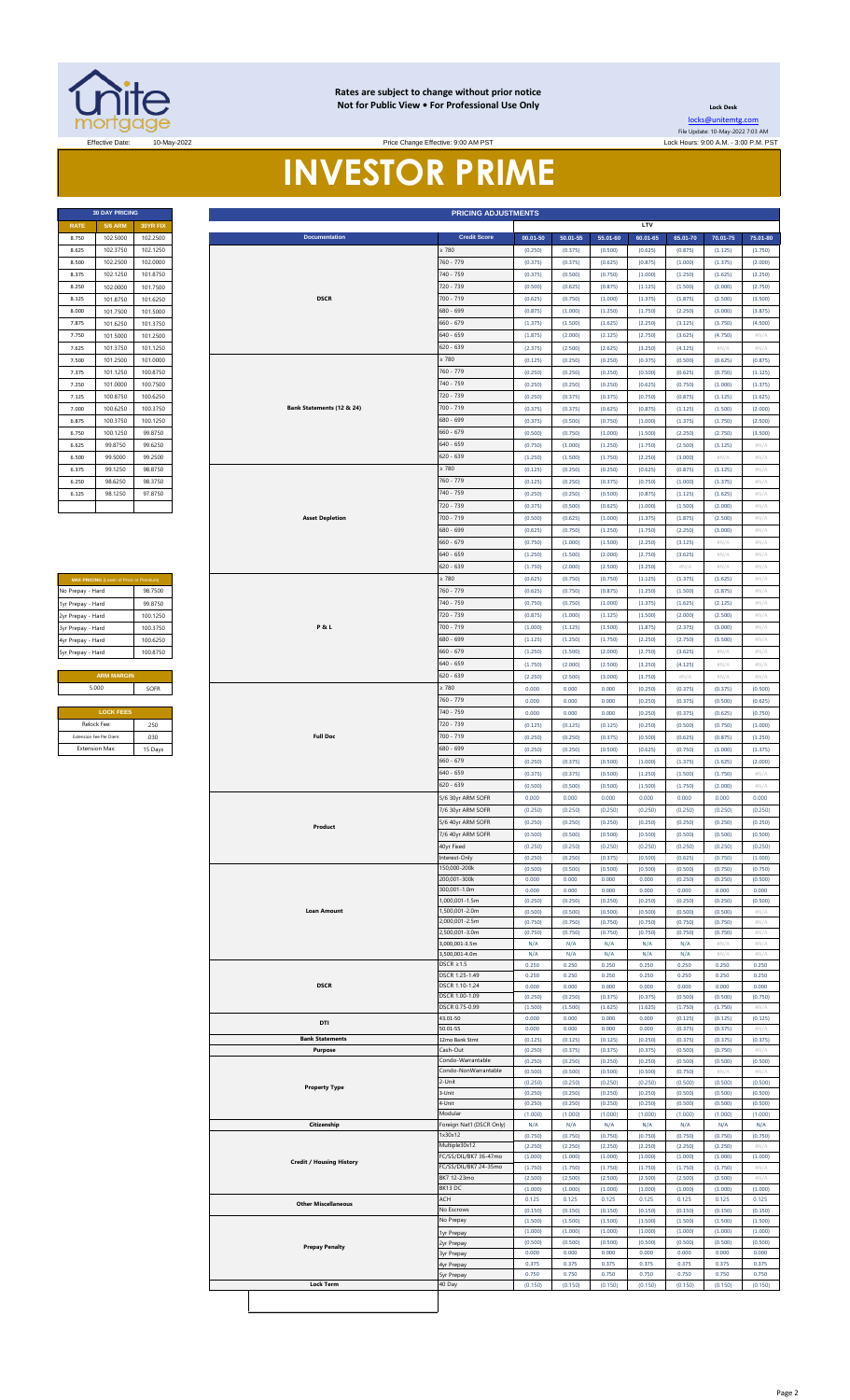**Rates are subject to change without prior notice**
**Not for Public View • For Professional Use Only**

**Lock Desk**

locks@unitemtg.com

File Update: 10-May-2022 7:03 AM

Effective Date: 10-May-2022

Price Change Effective: 9:00 AM PST

Lock Hours: 9:00 A.M. - 3:00 P.M. PST

# INVESTOR PRIME

| 30 DAY PRICING | | |
|---|---|---|
| RATE | 5/6 ARM | 30YR FIX |
| 8.750 | 102.5000 | 102.2500 |
| 8.625 | 102.3750 | 102.1250 |
| 8.500 | 102.2500 | 102.0000 |
| 8.375 | 102.1250 | 101.8750 |
| 8.250 | 102.0000 | 101.7500 |
| 8.125 | 101.8750 | 101.6250 |
| 8.000 | 101.7500 | 101.5000 |
| 7.875 | 101.6250 | 101.3750 |
| 7.750 | 101.5000 | 101.2500 |
| 7.625 | 101.3750 | 101.1250 |
| 7.500 | 101.2500 | 101.0000 |
| 7.375 | 101.1250 | 100.8750 |
| 7.250 | 101.0000 | 100.7500 |
| 7.125 | 100.8750 | 100.6250 |
| 7.000 | 100.6250 | 100.3750 |
| 6.875 | 100.3750 | 100.1250 |
| 6.750 | 100.1250 | 99.8750 |
| 6.625 | 99.8750 | 99.6250 |
| 6.500 | 99.5000 | 99.2500 |
| 6.375 | 99.1250 | 98.8750 |
| 6.250 | 98.6250 | 98.3750 |
| 6.125 | 98.1250 | 97.8750 |

| MAX PRICING (Lower of Price or Premium) | |
|---|---|
| No Prepay - Hard | 98.7500 |
| 1yr Prepay - Hard | 99.8750 |
| 2yr Prepay - Hard | 100.1250 |
| 3yr Prepay - Hard | 100.3750 |
| 4yr Prepay - Hard | 100.6250 |
| 5yr Prepay - Hard | 100.8750 |

| ARM MARGIN | |
|---|---|
| 5.000 | SOFR |

| LOCK FEES | |
|---|---|
| Relock Fee: | .250 |
| Extension Fee Per Diem: | .030 |
| Extension Max: | 15 Days |

| PRICING ADJUSTMENTS | | | | | | | | |
|---|---|---|---|---|---|---|---|---|
| | | LTV | | | | | | |
| Documentation | Credit Score | 00.01-50 | 50.01-55 | 55.01-60 | 60.01-65 | 65.01-70 | 70.01-75 | 75.01-80 |
| DSCR | ≥ 780 | (0.250) | (0.375) | (0.500) | (0.625) | (0.875) | (1.125) | (1.750) |
| | 760 - 779 | (0.375) | (0.375) | (0.625) | (0.875) | (1.000) | (1.375) | (2.000) |
| | 740 - 759 | (0.375) | (0.500) | (0.750) | (1.000) | (1.250) | (1.625) | (2.250) |
| | 720 - 739 | (0.500) | (0.625) | (0.875) | (1.125) | (1.500) | (2.000) | (2.750) |
| | 700 - 719 | (0.625) | (0.750) | (1.000) | (1.375) | (1.875) | (2.500) | (3.500) |
| | 680 - 699 | (0.875) | (1.000) | (1.250) | (1.750) | (2.250) | (3.000) | (3.875) |
| | 660 - 679 | (1.375) | (1.500) | (1.625) | (2.250) | (3.125) | (3.750) | (4.500) |
| | 640 - 659 | (1.875) | (2.000) | (2.125) | (2.750) | (3.625) | (4.750) | #N/A |
| | 620 - 639 | (2.375) | (2.500) | (2.625) | (3.250) | (4.125) | #N/A | #N/A |
| Bank Statements (12 & 24) | ≥ 780 | (0.125) | (0.250) | (0.250) | (0.375) | (0.500) | (0.625) | (0.875) |
| | 760 - 779 | (0.250) | (0.250) | (0.250) | (0.500) | (0.625) | (0.750) | (1.125) |
| | 740 - 759 | (0.250) | (0.250) | (0.250) | (0.625) | (0.750) | (1.000) | (1.375) |
| | 720 - 739 | (0.250) | (0.375) | (0.375) | (0.750) | (0.875) | (1.125) | (1.625) |
| | 700 - 719 | (0.375) | (0.375) | (0.625) | (0.875) | (1.125) | (1.500) | (2.000) |
| | 680 - 699 | (0.375) | (0.500) | (0.750) | (1.000) | (1.375) | (1.750) | (2.500) |
| | 660 - 679 | (0.500) | (0.750) | (1.000) | (1.500) | (2.250) | (2.750) | (3.500) |
| | 640 - 659 | (0.750) | (1.000) | (1.250) | (1.750) | (2.500) | (3.125) | #N/A |
| | 620 - 639 | (1.250) | (1.500) | (1.750) | (2.250) | (3.000) | #N/A | #N/A |
| Asset Depletion | ≥ 780 | (0.125) | (0.250) | (0.250) | (0.625) | (0.875) | (1.125) | #N/A |
| | 760 - 779 | (0.125) | (0.250) | (0.375) | (0.750) | (1.000) | (1.375) | #N/A |
| | 740 - 759 | (0.250) | (0.250) | (0.500) | (0.875) | (1.125) | (1.625) | #N/A |
| | 720 - 739 | (0.375) | (0.500) | (0.625) | (1.000) | (1.500) | (2.000) | #N/A |
| | 700 - 719 | (0.500) | (0.625) | (1.000) | (1.375) | (1.875) | (2.500) | #N/A |
| | 680 - 699 | (0.625) | (0.750) | (1.250) | (1.750) | (2.250) | (3.000) | #N/A |
| | 660 - 679 | (0.750) | (1.000) | (1.500) | (2.250) | (3.125) | #N/A | #N/A |
| | 640 - 659 | (1.250) | (1.500) | (2.000) | (2.750) | (3.625) | #N/A | #N/A |
| | 620 - 639 | (1.750) | (2.000) | (2.500) | (3.250) | #N/A | #N/A | #N/A |
| P & L | ≥ 780 | (0.625) | (0.750) | (0.750) | (1.125) | (1.375) | (1.625) | #N/A |
| | 760 - 779 | (0.625) | (0.750) | (0.875) | (1.250) | (1.500) | (1.875) | #N/A |
| | 740 - 759 | (0.750) | (0.750) | (1.000) | (1.375) | (1.625) | (2.125) | #N/A |
| | 720 - 739 | (0.875) | (1.000) | (1.125) | (1.500) | (2.000) | (2.500) | #N/A |
| | 700 - 719 | (1.000) | (1.125) | (1.500) | (1.875) | (2.375) | (3.000) | #N/A |
| | 680 - 699 | (1.125) | (1.250) | (1.750) | (2.250) | (2.750) | (3.500) | #N/A |
| | 660 - 679 | (1.250) | (1.500) | (2.000) | (2.750) | (3.625) | #N/A | #N/A |
| | 640 - 659 | (1.750) | (2.000) | (2.500) | (3.250) | (4.125) | #N/A | #N/A |
| | 620 - 639 | (2.250) | (2.500) | (3.000) | (3.750) | #N/A | #N/A | #N/A |
| Full Doc | ≥ 780 | 0.000 | 0.000 | 0.000 | (0.250) | (0.375) | (0.375) | (0.500) |
| | 760 - 779 | 0.000 | 0.000 | 0.000 | (0.250) | (0.375) | (0.500) | (0.625) |
| | 740 - 759 | 0.000 | 0.000 | 0.000 | (0.250) | (0.375) | (0.625) | (0.750) |
| | 720 - 739 | (0.125) | (0.125) | (0.125) | (0.250) | (0.500) | (0.750) | (1.000) |
| | 700 - 719 | (0.250) | (0.250) | (0.375) | (0.500) | (0.625) | (0.875) | (1.250) |
| | 680 - 699 | (0.250) | (0.250) | (0.500) | (0.625) | (0.750) | (1.000) | (1.375) |
| | 660 - 679 | (0.250) | (0.375) | (0.500) | (1.000) | (1.375) | (1.625) | (2.000) |
| | 640 - 659 | (0.375) | (0.375) | (0.500) | (1.250) | (1.500) | (1.750) | #N/A |
| | 620 - 639 | (0.500) | (0.500) | (0.500) | (1.500) | (1.750) | (2.000) | #N/A |
| Product | 5/6 30yr ARM SOFR | 0.000 | 0.000 | 0.000 | 0.000 | 0.000 | 0.000 | 0.000 |
| | 7/6 30yr ARM SOFR | (0.250) | (0.250) | (0.250) | (0.250) | (0.250) | (0.250) | (0.250) |
| | 5/6 40yr ARM SOFR | (0.250) | (0.250) | (0.250) | (0.250) | (0.250) | (0.250) | (0.250) |
| | 7/6 40yr ARM SOFR | (0.500) | (0.500) | (0.500) | (0.500) | (0.500) | (0.500) | (0.500) |
| | 40yr Fixed | (0.250) | (0.250) | (0.250) | (0.250) | (0.250) | (0.250) | (0.250) |
| | Interest-Only | (0.250) | (0.250) | (0.375) | (0.500) | (0.625) | (0.750) | (1.000) |
| Loan Amount | 150,000-200k | (0.500) | (0.500) | (0.500) | (0.500) | (0.500) | (0.750) | (0.750) |
| | 200,001-300k | 0.000 | 0.000 | 0.000 | 0.000 | (0.250) | (0.250) | (0.500) |
| | 300,001-1.0m | 0.000 | 0.000 | 0.000 | 0.000 | 0.000 | 0.000 | 0.000 |
| | 1,000,001-1.5m | (0.250) | (0.250) | (0.250) | (0.250) | (0.250) | (0.250) | (0.500) |
| | 1,500,001-2.0m | (0.500) | (0.500) | (0.500) | (0.500) | (0.500) | (0.500) | #N/A |
| | 2,000,001-2.5m | (0.750) | (0.750) | (0.750) | (0.750) | (0.750) | (0.750) | #N/A |
| | 2,500,001-3.0m | (0.750) | (0.750) | (0.750) | (0.750) | (0.750) | (0.750) | #N/A |
| | 3,000,001-3.5m | N/A | N/A | N/A | N/A | N/A | #N/A | #N/A |
| | 3,500,001-4.0m | N/A | N/A | N/A | N/A | N/A | #N/A | #N/A |
| DSCR | DSCR ≥1.5 | 0.250 | 0.250 | 0.250 | 0.250 | 0.250 | 0.250 | 0.250 |
| | DSCR 1.25-1.49 | 0.250 | 0.250 | 0.250 | 0.250 | 0.250 | 0.250 | 0.250 |
| | DSCR 1.10-1.24 | 0.000 | 0.000 | 0.000 | 0.000 | 0.000 | 0.000 | 0.000 |
| | DSCR 1.00-1.09 | (0.250) | (0.250) | (0.375) | (0.375) | (0.500) | (0.500) | (0.750) |
| | DSCR 0.75-0.99 | (1.500) | (1.500) | (1.625) | (1.625) | (1.750) | (1.750) | #N/A |
| DTI | 43.01-50 | 0.000 | 0.000 | 0.000 | 0.000 | (0.125) | (0.125) | (0.125) |
| | 50.01-55 | 0.000 | 0.000 | 0.000 | 0.000 | (0.375) | (0.375) | #N/A |
| Bank Statements | 12mo Bank Stmt | (0.125) | (0.125) | (0.125) | (0.250) | (0.375) | (0.375) | (0.375) |
| Purpose | Cash-Out | (0.250) | (0.375) | (0.375) | (0.375) | (0.500) | (0.750) | #N/A |
| Property Type | Condo-Warrantable | (0.250) | (0.250) | (0.250) | (0.250) | (0.500) | (0.500) | (0.500) |
| | Condo-NonWarrantable | (0.500) | (0.500) | (0.500) | (0.500) | (0.750) | #N/A | #N/A |
| | 2-Unit | (0.250) | (0.250) | (0.250) | (0.250) | (0.500) | (0.500) | (0.500) |
| | 3-Unit | (0.250) | (0.250) | (0.250) | (0.250) | (0.500) | (0.500) | (0.500) |
| | 4-Unit | (0.250) | (0.250) | (0.250) | (0.250) | (0.500) | (0.500) | (0.500) |
| | Modular | (1.000) | (1.000) | (1.000) | (1.000) | (1.000) | (1.000) | (1.000) |
| Citizenship | Foreign Nat'l (DSCR Only) | N/A | N/A | N/A | N/A | N/A | N/A | N/A |
| Credit / Housing History | 1x30x12 | (0.750) | (0.750) | (0.750) | (0.750) | (0.750) | (0.750) | (0.750) |
| | Multiple30x12 | (2.250) | (2.250) | (2.250) | (2.250) | (2.250) | (2.250) | #N/A |
| | FC/SS/DIL/BK7 36-47mo | (1.000) | (1.000) | (1.000) | (1.000) | (1.000) | (1.000) | (1.000) |
| | FC/SS/DIL/BK7 24-35mo | (1.750) | (1.750) | (1.750) | (1.750) | (1.750) | (1.750) | #N/A |
| | BK7 12-23mo | (2.500) | (2.500) | (2.500) | (2.500) | (2.500) | (2.500) | #N/A |
| | BK13 DC | (1.000) | (1.000) | (1.000) | (1.000) | (1.000) | (1.000) | (1.000) |
| Other Miscellaneous | ACH | 0.125 | 0.125 | 0.125 | 0.125 | 0.125 | 0.125 | 0.125 |
| | No Escrows | (0.150) | (0.150) | (0.150) | (0.150) | (0.150) | (0.150) | (0.150) |
| Prepay Penalty | No Prepay | (1.500) | (1.500) | (1.500) | (1.500) | (1.500) | (1.500) | (1.500) |
| | 1yr Prepay | (1.000) | (1.000) | (1.000) | (1.000) | (1.000) | (1.000) | (1.000) |
| | 2yr Prepay | (0.500) | (0.500) | (0.500) | (0.500) | (0.500) | (0.500) | (0.500) |
| | 3yr Prepay | 0.000 | 0.000 | 0.000 | 0.000 | 0.000 | 0.000 | 0.000 |
| | 4yr Prepay | 0.375 | 0.375 | 0.375 | 0.375 | 0.375 | 0.375 | 0.375 |
| | 5yr Prepay | 0.750 | 0.750 | 0.750 | 0.750 | 0.750 | 0.750 | 0.750 |
| Lock Term | 40 Day | (0.150) | (0.150) | (0.150) | (0.150) | (0.150) | (0.150) | (0.150) |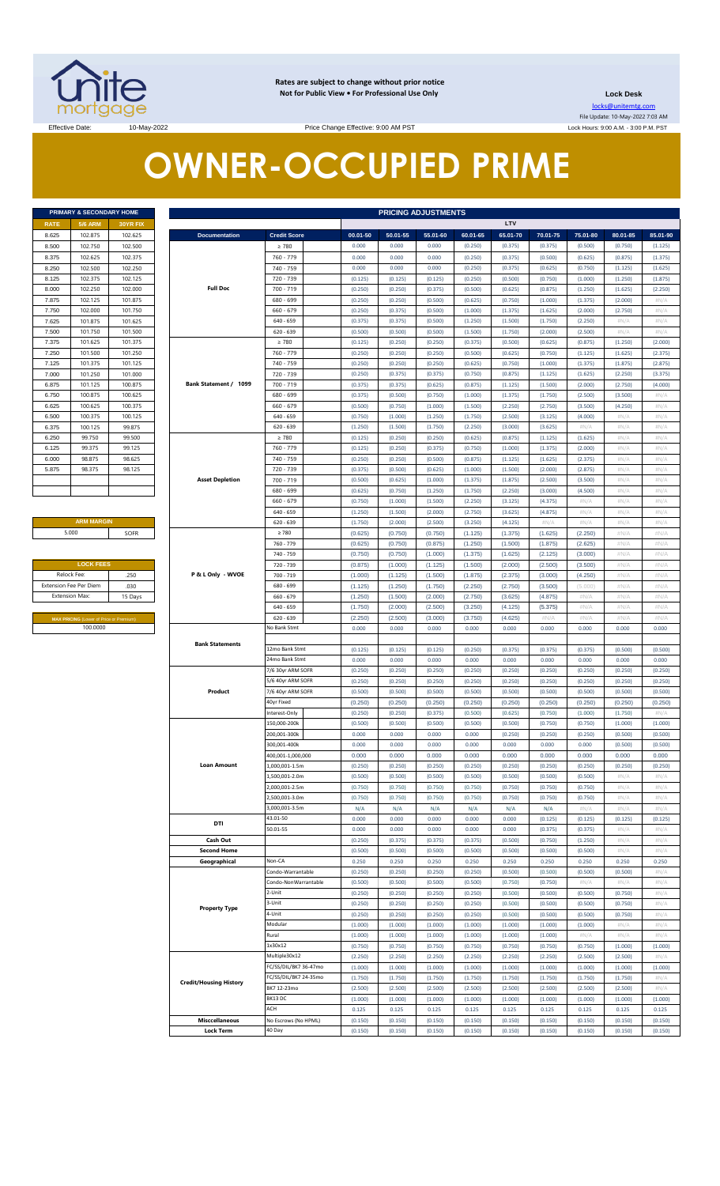**Rates are subject to change without prior notice**
**Not for Public View • For Professional Use Only**

**Lock Desk**
locks@unitemtg.com
File Update: 10-May-2022 7:03 AM
Lock Hours: 9:00 A.M. - 3:00 P.M. PST

Effective Date: 10-May-2022 Price Change Effective: 9:00 AM PST

# OWNER-OCCUPIED PRIME

| PRIMARY & SECONDARY HOME | | |
|---|---|---|
| RATE | 5/6 ARM | 30YR FIX |
| 8.625 | 102.875 | 102.625 |
| 8.500 | 102.750 | 102.500 |
| 8.375 | 102.625 | 102.375 |
| 8.250 | 102.500 | 102.250 |
| 8.125 | 102.375 | 102.125 |
| 8.000 | 102.250 | 102.000 |
| 7.875 | 102.125 | 101.875 |
| 7.750 | 102.000 | 101.750 |
| 7.625 | 101.875 | 101.625 |
| 7.500 | 101.750 | 101.500 |
| 7.375 | 101.625 | 101.375 |
| 7.250 | 101.500 | 101.250 |
| 7.125 | 101.375 | 101.125 |
| 7.000 | 101.250 | 101.000 |
| 6.875 | 101.125 | 100.875 |
| 6.750 | 100.875 | 100.625 |
| 6.625 | 100.625 | 100.375 |
| 6.500 | 100.375 | 100.125 |
| 6.375 | 100.125 | 99.875 |
| 6.250 | 99.750 | 99.500 |
| 6.125 | 99.375 | 99.125 |
| 6.000 | 98.875 | 98.625 |
| 5.875 | 98.375 | 98.125 |

| ARM MARGIN | |
|---|---|
| 5.000 | SOFR |

| LOCK FEES | |
|---|---|
| Relock Fee: | .250 |
| Extension Fee Per Diem | .030 |
| Extension Max: | 15 Days |

| MAX PRICING (Lower of Price or Premium) |
|---|
| 100.0000 |

| PRICING ADJUSTMENTS | | | | | | | | | | |
|---|---|---|---|---|---|---|---|---|---|---|
| | | LTV | | | | | | | | |
| Documentation | Credit Score | 00.01-50 | 50.01-55 | 55.01-60 | 60.01-65 | 65.01-70 | 70.01-75 | 75.01-80 | 80.01-85 | 85.01-90 |
| Full Doc | ≥ 780 | 0.000 | 0.000 | 0.000 | (0.250) | (0.375) | (0.375) | (0.500) | (0.750) | (1.125) |
| | 760 - 779 | 0.000 | 0.000 | 0.000 | (0.250) | (0.375) | (0.500) | (0.625) | (0.875) | (1.375) |
| | 740 - 759 | 0.000 | 0.000 | 0.000 | (0.250) | (0.375) | (0.625) | (0.750) | (1.125) | (1.625) |
| | 720 - 739 | (0.125) | (0.125) | (0.125) | (0.250) | (0.500) | (0.750) | (1.000) | (1.250) | (1.875) |
| | 700 - 719 | (0.250) | (0.250) | (0.250) | (0.375) | (0.625) | (0.875) | (1.250) | (1.625) | (2.250) |
| | 680 - 699 | (0.250) | (0.250) | (0.500) | (0.625) | (0.750) | (1.000) | (1.375) | (2.000) | #N/A |
| | 660 - 679 | (0.250) | (0.375) | (0.500) | (1.000) | (1.375) | (1.625) | (2.000) | (2.750) | #N/A |
| | 640 - 659 | (0.375) | (0.375) | (0.500) | (1.250) | (1.500) | (1.750) | (2.250) | #N/A | #N/A |
| | 620 - 639 | (0.500) | (0.500) | (0.500) | (1.500) | (1.750) | (2.000) | (2.500) | #N/A | #N/A |
| Bank Statement / 1099 | ≥ 780 | (0.125) | (0.250) | (0.250) | (0.375) | (0.500) | (0.625) | (0.875) | (1.250) | (2.000) |
| | 760 - 779 | (0.250) | (0.250) | (0.250) | (0.500) | (0.625) | (0.750) | (1.125) | (1.625) | (2.375) |
| | 740 - 759 | (0.250) | (0.250) | (0.250) | (0.625) | (0.750) | (1.000) | (1.375) | (1.875) | (2.875) |
| | 720 - 739 | (0.250) | (0.375) | (0.375) | (0.750) | (0.875) | (1.125) | (1.625) | (2.250) | (3.375) |
| | 700 - 719 | (0.375) | (0.375) | (0.625) | (0.875) | (1.125) | (1.500) | (2.000) | (2.750) | (4.000) |
| | 680 - 699 | (0.375) | (0.500) | (0.750) | (1.000) | (1.375) | (1.750) | (2.500) | (3.500) | #N/A |
| | 660 - 679 | (0.500) | (0.750) | (1.000) | (1.500) | (2.250) | (2.750) | (3.500) | (4.250) | #N/A |
| | 640 - 659 | (0.750) | (1.000) | (1.250) | (1.750) | (2.500) | (3.125) | (4.000) | #N/A | #N/A |
| | 620 - 639 | (1.250) | (1.500) | (1.750) | (2.250) | (3.000) | (3.625) | #N/A | #N/A | #N/A |
| Asset Depletion | ≥ 780 | (0.125) | (0.250) | (0.250) | (0.625) | (0.875) | (1.125) | (1.625) | #N/A | #N/A |
| | 760 - 779 | (0.125) | (0.250) | (0.375) | (0.750) | (1.000) | (1.375) | (2.000) | #N/A | #N/A |
| | 740 - 759 | (0.250) | (0.250) | (0.500) | (0.875) | (1.125) | (1.625) | (2.375) | #N/A | #N/A |
| | 720 - 739 | (0.375) | (0.500) | (0.625) | (1.000) | (1.500) | (2.000) | (2.875) | #N/A | #N/A |
| | 700 - 719 | (0.500) | (0.625) | (1.000) | (1.375) | (1.875) | (2.500) | (3.500) | #N/A | #N/A |
| | 680 - 699 | (0.625) | (0.750) | (1.250) | (1.750) | (2.250) | (3.000) | (4.500) | #N/A | #N/A |
| | 660 - 679 | (0.750) | (1.000) | (1.500) | (2.250) | (3.125) | (4.375) | #N/A | #N/A | #N/A |
| | 640 - 659 | (1.250) | (1.500) | (2.000) | (2.750) | (3.625) | (4.875) | #N/A | #N/A | #N/A |
| | 620 - 639 | (1.750) | (2.000) | (2.500) | (3.250) | (4.125) | #N/A | #N/A | #N/A | #N/A |
| P & L Only - WVOE | ≥ 780 | (0.625) | (0.750) | (0.750) | (1.125) | (1.375) | (1.625) | (2.250) | #N/A | #N/A |
| | 760 - 779 | (0.625) | (0.750) | (0.875) | (1.250) | (1.500) | (1.875) | (2.625) | #N/A | #N/A |
| | 740 - 759 | (0.750) | (0.750) | (1.000) | (1.375) | (1.625) | (2.125) | (3.000) | #N/A | #N/A |
| | 720 - 739 | (0.875) | (1.000) | (1.125) | (1.500) | (2.000) | (2.500) | (3.500) | #N/A | #N/A |
| | 700 - 719 | (1.000) | (1.125) | (1.500) | (1.875) | (2.375) | (3.000) | (4.250) | #N/A | #N/A |
| | 680 - 699 | (1.125) | (1.250) | (1.750) | (2.250) | (2.750) | (3.500) | (5.000) | #N/A | #N/A |
| | 660 - 679 | (1.250) | (1.500) | (2.000) | (2.750) | (3.625) | (4.875) | #N/A | #N/A | #N/A |
| | 640 - 659 | (1.750) | (2.000) | (2.500) | (3.250) | (4.125) | (5.375) | #N/A | #N/A | #N/A |
| | 620 - 639 | (2.250) | (2.500) | (3.000) | (3.750) | (4.625) | #N/A | #N/A | #N/A | #N/A |
| Bank Statements | No Bank Stmt | 0.000 | 0.000 | 0.000 | 0.000 | 0.000 | 0.000 | 0.000 | 0.000 | 0.000 |
| | 12mo Bank Stmt | (0.125) | (0.125) | (0.125) | (0.250) | (0.375) | (0.375) | (0.375) | (0.500) | (0.500) |
| | 24mo Bank Stmt | 0.000 | 0.000 | 0.000 | 0.000 | 0.000 | 0.000 | 0.000 | 0.000 | 0.000 |
| Product | 7/6 30yr ARM SOFR | (0.250) | (0.250) | (0.250) | (0.250) | (0.250) | (0.250) | (0.250) | (0.250) | (0.250) |
| | 5/6 40yr ARM SOFR | (0.250) | (0.250) | (0.250) | (0.250) | (0.250) | (0.250) | (0.250) | (0.250) | (0.250) |
| | 7/6 40yr ARM SOFR | (0.500) | (0.500) | (0.500) | (0.500) | (0.500) | (0.500) | (0.500) | (0.500) | (0.500) |
| | 40yr Fixed | (0.250) | (0.250) | (0.250) | (0.250) | (0.250) | (0.250) | (0.250) | (0.250) | (0.250) |
| | Interest-Only | (0.250) | (0.250) | (0.375) | (0.500) | (0.625) | (0.750) | (1.000) | (1.750) | #N/A |
| Loan Amount | 150,000-200k | (0.500) | (0.500) | (0.500) | (0.500) | (0.500) | (0.750) | (0.750) | (1.000) | (1.000) |
| | 200,001-300k | 0.000 | 0.000 | 0.000 | 0.000 | (0.250) | (0.250) | (0.250) | (0.500) | (0.500) |
| | 300,001-400k | 0.000 | 0.000 | 0.000 | 0.000 | 0.000 | 0.000 | 0.000 | (0.500) | (0.500) |
| | 400,001-1,000,000 | 0.000 | 0.000 | 0.000 | 0.000 | 0.000 | 0.000 | 0.000 | 0.000 | 0.000 |
| | 1,000,001-1.5m | (0.250) | (0.250) | (0.250) | (0.250) | (0.250) | (0.250) | (0.250) | (0.250) | (0.250) |
| | 1,500,001-2.0m | (0.500) | (0.500) | (0.500) | (0.500) | (0.500) | (0.500) | (0.500) | #N/A | #N/A |
| | 2,000,001-2.5m | (0.750) | (0.750) | (0.750) | (0.750) | (0.750) | (0.750) | (0.750) | #N/A | #N/A |
| | 2,500,001-3.0m | (0.750) | (0.750) | (0.750) | (0.750) | (0.750) | (0.750) | (0.750) | #N/A | #N/A |
| | 3,000,001-3.5m | N/A | N/A | N/A | N/A | N/A | N/A | #N/A | #N/A | #N/A |
| DTI | 43.01-50 | 0.000 | 0.000 | 0.000 | 0.000 | 0.000 | (0.125) | (0.125) | (0.125) | (0.125) |
| | 50.01-55 | 0.000 | 0.000 | 0.000 | 0.000 | 0.000 | (0.375) | (0.375) | #N/A | #N/A |
| Cash Out | | (0.250) | (0.375) | (0.375) | (0.375) | (0.500) | (0.750) | (1.250) | #N/A | #N/A |
| Second Home | | (0.500) | (0.500) | (0.500) | (0.500) | (0.500) | (0.500) | (0.500) | #N/A | #N/A |
| Geographical | Non-CA | 0.250 | 0.250 | 0.250 | 0.250 | 0.250 | 0.250 | 0.250 | 0.250 | 0.250 |
| Property Type | Condo-Warrantable | (0.250) | (0.250) | (0.250) | (0.250) | (0.500) | (0.500) | (0.500) | (0.500) | #N/A |
| | Condo-NonWarrantable | (0.500) | (0.500) | (0.500) | (0.500) | (0.750) | (0.750) | #N/A | #N/A | #N/A |
| | 2-Unit | (0.250) | (0.250) | (0.250) | (0.250) | (0.500) | (0.500) | (0.500) | (0.750) | #N/A |
| | 3-Unit | (0.250) | (0.250) | (0.250) | (0.250) | (0.500) | (0.500) | (0.500) | (0.750) | #N/A |
| | 4-Unit | (0.250) | (0.250) | (0.250) | (0.250) | (0.500) | (0.500) | (0.500) | (0.750) | #N/A |
| | Modular | (1.000) | (1.000) | (1.000) | (1.000) | (1.000) | (1.000) | (1.000) | #N/A | #N/A |
| | Rural | (1.000) | (1.000) | (1.000) | (1.000) | (1.000) | (1.000) | #N/A | #N/A | #N/A |
| Credit/Housing History | 1x30x12 | (0.750) | (0.750) | (0.750) | (0.750) | (0.750) | (0.750) | (0.750) | (1.000) | (1.000) |
| | Multiple30x12 | (2.250) | (2.250) | (2.250) | (2.250) | (2.250) | (2.250) | (2.500) | (2.500) | #N/A |
| | FC/SS/DIL/BK7 36-47mo | (1.000) | (1.000) | (1.000) | (1.000) | (1.000) | (1.000) | (1.000) | (1.000) | (1.000) |
| | FC/SS/DIL/BK7 24-35mo | (1.750) | (1.750) | (1.750) | (1.750) | (1.750) | (1.750) | (1.750) | (1.750) | #N/A |
| | BK7 12-23mo | (2.500) | (2.500) | (2.500) | (2.500) | (2.500) | (2.500) | (2.500) | (2.500) | #N/A |
| | BK13 DC | (1.000) | (1.000) | (1.000) | (1.000) | (1.000) | (1.000) | (1.000) | (1.000) | (1.000) |
| | ACH | 0.125 | 0.125 | 0.125 | 0.125 | 0.125 | 0.125 | 0.125 | 0.125 | 0.125 |
| Misccellaneous | No Escrows (No HPML) | (0.150) | (0.150) | (0.150) | (0.150) | (0.150) | (0.150) | (0.150) | (0.150) | (0.150) |
| Lock Term | 40 Day | (0.150) | (0.150) | (0.150) | (0.150) | (0.150) | (0.150) | (0.150) | (0.150) | (0.150) |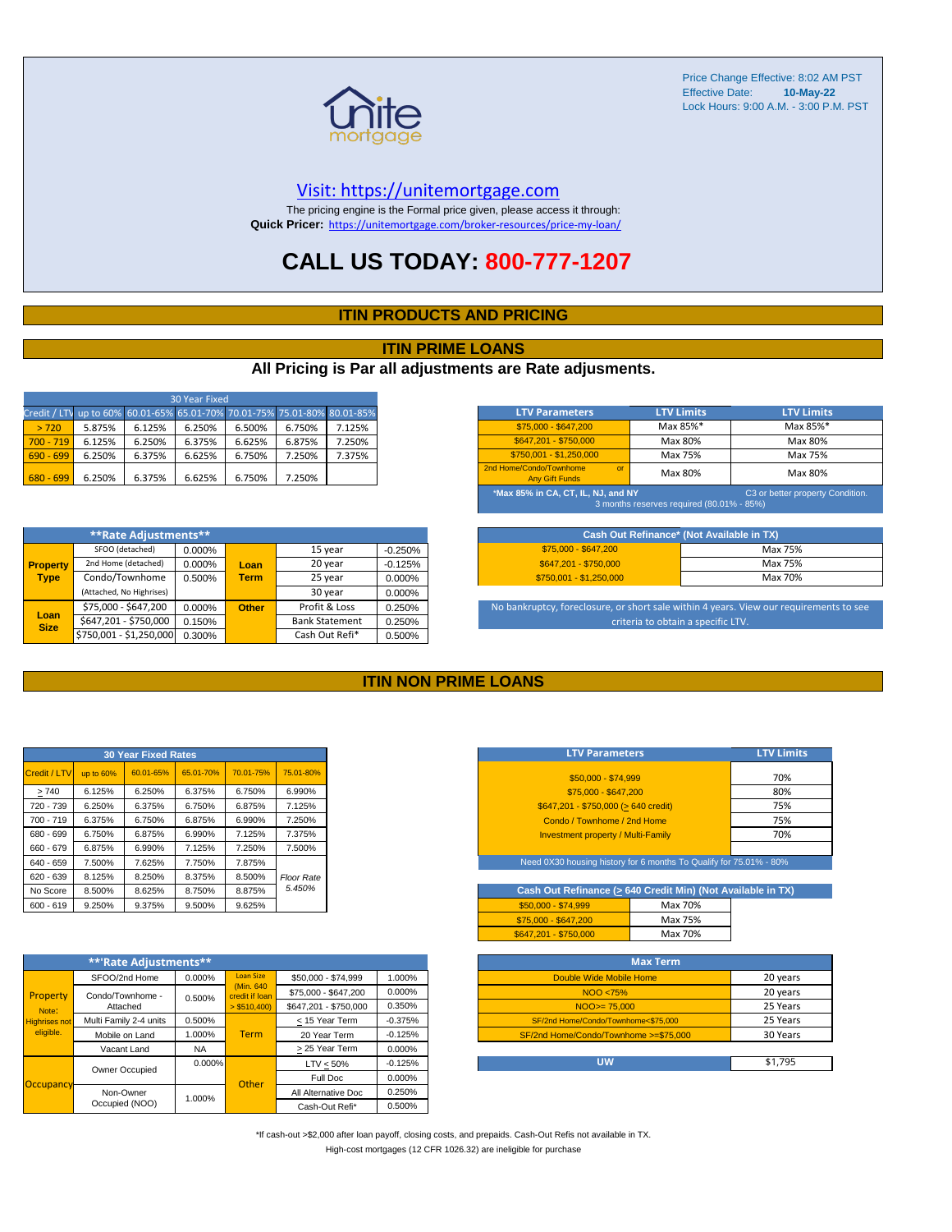Price Change Effective: 8:02 AM PST
Effective Date: **10-May-22**
Lock Hours: 9:00 A.M. - 3:00 P.M. PST

unite mortgage

Visit: https://unitemortgage.com

The pricing engine is the Formal price given, please access it through:
**Quick Pricer:** https://unitemortgage.com/broker-resources/price-my-loan/

# CALL US TODAY: 800-777-1207

## ITIN PRODUCTS AND PRICING

## ITIN PRIME LOANS

### All Pricing is Par all adjustments are Rate adjusments.

| 30 Year Fixed | | | | | | |
|---|---|---|---|---|---|---|
| Credit / LTV | up to 60% | 60.01-65% | 65.01-70% | 70.01-75% | 75.01-80% | 80.01-85% |
| > 720 | 5.875% | 6.125% | 6.250% | 6.500% | 6.750% | 7.125% |
| 700 - 719 | 6.125% | 6.250% | 6.375% | 6.625% | 6.875% | 7.250% |
| 690 - 699 | 6.250% | 6.375% | 6.625% | 6.750% | 7.250% | 7.375% |
| 680 - 699 | 6.250% | 6.375% | 6.625% | 6.750% | 7.250% | |

| LTV Parameters | LTV Limits | LTV Limits |
|---|---|---|
| $75,000 - $647,200 | Max 85%* | Max 85%* |
| $647,201 - $750,000 | Max 80% | Max 80% |
| $750,001 - $1,250,000 | Max 75% | Max 75% |
| 2nd Home/Condo/Townhome or Any Gift Funds | Max 80% | Max 80% |
| *Max 85% in CA, CT, IL, NJ, and NY 3 months reserves required (80.01% - 85%) | C3 or better property Condition. | |

| **Rate Adjustments** | | | | | |
|---|---|---|---|---|---|
| **Property Type** | SFOO (detached) | 0.000% | **Loan Term** | 15 year | -0.250% |
| | 2nd Home (detached) | 0.000% | | 20 year | -0.125% |
| | Condo/Townhome (Attached, No Highrises) | 0.500% | | 25 year | 0.000% |
| | | | | 30 year | 0.000% |
| **Loan Size** | $75,000 - $647,200 | 0.000% | **Other** | Profit & Loss | 0.250% |
| | $647,201 - $750,000 | 0.150% | | Bank Statement | 0.250% |
| | $750,001 - $1,250,000 | 0.300% | | Cash Out Refi* | 0.500% |

| Cash Out Refinance* (Not Available in TX) | |
|---|---|
| $75,000 - $647,200 | Max 75% |
| $647,201 - $750,000 | Max 75% |
| $750,001 - $1,250,000 | Max 70% |

No bankruptcy, foreclosure, or short sale within 4 years. View our requirements to see criteria to obtain a specific LTV.

## ITIN NON PRIME LOANS

| 30 Year Fixed Rates | | | | | |
|---|---|---|---|---|---|
| Credit / LTV | up to 60% | 60.01-65% | 65.01-70% | 70.01-75% | 75.01-80% |
| > 740 | 6.125% | 6.250% | 6.375% | 6.750% | 6.990% |
| 720 - 739 | 6.250% | 6.375% | 6.750% | 6.875% | 7.125% |
| 700 - 719 | 6.375% | 6.750% | 6.875% | 6.990% | 7.250% |
| 680 - 699 | 6.750% | 6.875% | 6.990% | 7.125% | 7.375% |
| 660 - 679 | 6.875% | 6.990% | 7.125% | 7.250% | 7.500% |
| 640 - 659 | 7.500% | 7.625% | 7.750% | 7.875% | |
| 620 - 639 | 8.125% | 8.250% | 8.375% | 8.500% | *Floor Rate 5.450%* |
| No Score | 8.500% | 8.625% | 8.750% | 8.875% | |
| 600 - 619 | 9.250% | 9.375% | 9.500% | 9.625% | |

| LTV Parameters | LTV Limits |
|---|---|
| $50,000 - $74,999 | 70% |
| $75,000 - $647,200 | 80% |
| $647,201 - $750,000 (> 640 credit) | 75% |
| Condo / Townhome / 2nd Home | 75% |
| Investment property / Multi-Family | 70% |
| Need 0X30 housing history for 6 months To Qualify for 75.01% - 80% | |

| Cash Out Refinance (> 640 Credit Min) (Not Available in TX) | |
|---|---|
| $50,000 - $74,999 | Max 70% |
| $75,000 - $647,200 | Max 75% |
| $647,201 - $750,000 | Max 70% |

| **Rate Adjustments** | | | | | |
|---|---|---|---|---|---|
| Property Note: Highrises not eligible. | SFOO/2nd Home | 0.000% | Loan Size (Min. 640 credit if loan > $510,400) | $50,000 - $74,999 | 1.000% |
| | Condo/Townhome - Attached | 0.500% | | $75,000 - $647,200 | 0.000% |
| | | | | $647,201 - $750,000 | 0.350% |
| | Multi Family 2-4 units | 0.500% | Term | < 15 Year Term | -0.375% |
| | Mobile on Land | 1.000% | | 20 Year Term | -0.125% |
| | Vacant Land | NA | | > 25 Year Term | 0.000% |
| Occupancy | Owner Occupied | 0.000% | Other | LTV < 50% | -0.125% |
| | | | | Full Doc | 0.000% |
| | Non-Owner Occupied (NOO) | 1.000% | | All Alternative Doc | 0.250% |
| | | | | Cash-Out Refi* | 0.500% |

| Max Term | |
|---|---|
| Double Wide Mobile Home | 20 years |
| NOO <75% | 20 years |
| NOO>= 75,000 | 25 Years |
| SF/2nd Home/Condo/Townhome<$75,000 | 25 Years |
| SF/2nd Home/Condo/Townhome >=$75,000 | 30 Years |

| UW | $1,795 |
|---|---|

*If cash-out >$2,000 after loan payoff, closing costs, and prepaids. Cash-Out Refis not available in TX.
High-cost mortgages (12 CFR 1026.32) are ineligible for purchase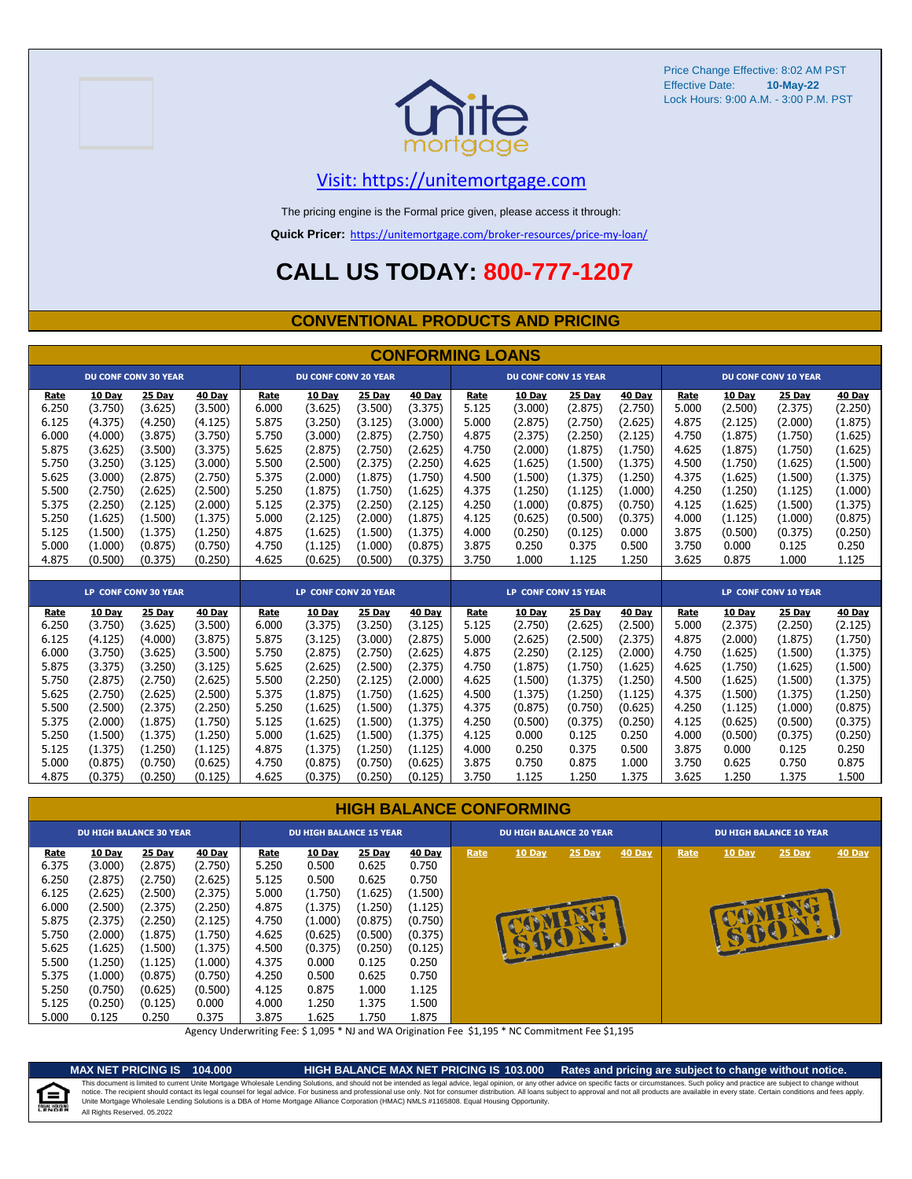Price Change Effective: 8:02 AM PST
Effective Date: **10-May-22**
Lock Hours: 9:00 A.M. - 3:00 P.M. PST

unite mortgage

[Visit: https://unitemortgage.com](https://unitemortgage.com)

The pricing engine is the Formal price given, please access it through:

**Quick Pricer:** https://unitemortgage.com/broker-resources/price-my-loan/

# CALL US TODAY: 800-777-1207

## CONVENTIONAL PRODUCTS AND PRICING

## CONFORMING LOANS

| DU CONF CONV 30 YEAR | | | | DU CONF CONV 20 YEAR | | | | DU CONF CONV 15 YEAR | | | | DU CONF CONV 10 YEAR | | | |
|---|---|---|---|---|---|---|---|---|---|---|---|---|---|---|---|
| Rate | 10 Day | 25 Day | 40 Day | Rate | 10 Day | 25 Day | 40 Day | Rate | 10 Day | 25 Day | 40 Day | Rate | 10 Day | 25 Day | 40 Day |
| 6.250 | (3.750) | (3.625) | (3.500) | 6.000 | (3.625) | (3.500) | (3.375) | 5.125 | (3.000) | (2.875) | (2.750) | 5.000 | (2.500) | (2.375) | (2.250) |
| 6.125 | (4.375) | (4.250) | (4.125) | 5.875 | (3.250) | (3.125) | (3.000) | 5.000 | (2.875) | (2.750) | (2.625) | 4.875 | (2.125) | (2.000) | (1.875) |
| 6.000 | (4.000) | (3.875) | (3.750) | 5.750 | (3.000) | (2.875) | (2.750) | 4.875 | (2.375) | (2.250) | (2.125) | 4.750 | (1.875) | (1.750) | (1.625) |
| 5.875 | (3.625) | (3.500) | (3.375) | 5.625 | (2.875) | (2.750) | (2.625) | 4.750 | (2.000) | (1.875) | (1.750) | 4.625 | (1.875) | (1.750) | (1.625) |
| 5.750 | (3.250) | (3.125) | (3.000) | 5.500 | (2.500) | (2.375) | (2.250) | 4.625 | (1.625) | (1.500) | (1.375) | 4.500 | (1.750) | (1.625) | (1.500) |
| 5.625 | (3.000) | (2.875) | (2.750) | 5.375 | (2.000) | (1.875) | (1.750) | 4.500 | (1.500) | (1.375) | (1.250) | 4.375 | (1.625) | (1.500) | (1.375) |
| 5.500 | (2.750) | (2.625) | (2.500) | 5.250 | (1.875) | (1.750) | (1.625) | 4.375 | (1.250) | (1.125) | (1.000) | 4.250 | (1.250) | (1.125) | (1.000) |
| 5.375 | (2.250) | (2.125) | (2.000) | 5.125 | (2.375) | (2.250) | (2.125) | 4.250 | (1.000) | (0.875) | (0.750) | 4.125 | (1.625) | (1.500) | (1.375) |
| 5.250 | (1.625) | (1.500) | (1.375) | 5.000 | (2.125) | (2.000) | (1.875) | 4.125 | (0.625) | (0.500) | (0.375) | 4.000 | (1.125) | (1.000) | (0.875) |
| 5.125 | (1.500) | (1.375) | (1.250) | 4.875 | (1.625) | (1.500) | (1.375) | 4.000 | (0.250) | (0.125) | 0.000 | 3.875 | (0.500) | (0.375) | (0.250) |
| 5.000 | (1.000) | (0.875) | (0.750) | 4.750 | (1.125) | (1.000) | (0.875) | 3.875 | 0.250 | 0.375 | 0.500 | 3.750 | 0.000 | 0.125 | 0.250 |
| 4.875 | (0.500) | (0.375) | (0.250) | 4.625 | (0.625) | (0.500) | (0.375) | 3.750 | 1.000 | 1.125 | 1.250 | 3.625 | 0.875 | 1.000 | 1.125 |

| LP CONF CONV 30 YEAR | | | | LP CONF CONV 20 YEAR | | | | LP CONF CONV 15 YEAR | | | | LP CONF CONV 10 YEAR | | | |
|---|---|---|---|---|---|---|---|---|---|---|---|---|---|---|---|
| Rate | 10 Day | 25 Day | 40 Day | Rate | 10 Day | 25 Day | 40 Day | Rate | 10 Day | 25 Day | 40 Day | Rate | 10 Day | 25 Day | 40 Day |
| 6.250 | (3.750) | (3.625) | (3.500) | 6.000 | (3.375) | (3.250) | (3.125) | 5.125 | (2.750) | (2.625) | (2.500) | 5.000 | (2.375) | (2.250) | (2.125) |
| 6.125 | (4.125) | (4.000) | (3.875) | 5.875 | (3.125) | (3.000) | (2.875) | 5.000 | (2.625) | (2.500) | (2.375) | 4.875 | (2.000) | (1.875) | (1.750) |
| 6.000 | (3.750) | (3.625) | (3.500) | 5.750 | (2.875) | (2.750) | (2.625) | 4.875 | (2.250) | (2.125) | (2.000) | 4.750 | (1.625) | (1.500) | (1.375) |
| 5.875 | (3.375) | (3.250) | (3.125) | 5.625 | (2.625) | (2.500) | (2.375) | 4.750 | (1.875) | (1.750) | (1.625) | 4.625 | (1.750) | (1.625) | (1.500) |
| 5.750 | (2.875) | (2.750) | (2.625) | 5.500 | (2.250) | (2.125) | (2.000) | 4.625 | (1.500) | (1.375) | (1.250) | 4.500 | (1.625) | (1.500) | (1.375) |
| 5.625 | (2.750) | (2.625) | (2.500) | 5.375 | (1.875) | (1.750) | (1.625) | 4.500 | (1.375) | (1.250) | (1.125) | 4.375 | (1.500) | (1.375) | (1.250) |
| 5.500 | (2.500) | (2.375) | (2.250) | 5.250 | (1.625) | (1.500) | (1.375) | 4.375 | (0.875) | (0.750) | (0.625) | 4.250 | (1.125) | (1.000) | (0.875) |
| 5.375 | (2.000) | (1.875) | (1.750) | 5.125 | (1.625) | (1.500) | (1.375) | 4.250 | (0.500) | (0.375) | (0.250) | 4.125 | (0.625) | (0.500) | (0.375) |
| 5.250 | (1.500) | (1.375) | (1.250) | 5.000 | (1.625) | (1.500) | (1.375) | 4.125 | 0.000 | 0.125 | 0.250 | 4.000 | (0.500) | (0.375) | (0.250) |
| 5.125 | (1.375) | (1.250) | (1.125) | 4.875 | (1.375) | (1.250) | (1.125) | 4.000 | 0.250 | 0.375 | 0.500 | 3.875 | 0.000 | 0.125 | 0.250 |
| 5.000 | (0.875) | (0.750) | (0.625) | 4.750 | (0.875) | (0.750) | (0.625) | 3.875 | 0.750 | 0.875 | 1.000 | 3.750 | 0.625 | 0.750 | 0.875 |
| 4.875 | (0.375) | (0.250) | (0.125) | 4.625 | (0.375) | (0.250) | (0.125) | 3.750 | 1.125 | 1.250 | 1.375 | 3.625 | 1.250 | 1.375 | 1.500 |

## HIGH BALANCE CONFORMING

| DU HIGH BALANCE 30 YEAR | | | | DU HIGH BALANCE 15 YEAR | | | | DU HIGH BALANCE 20 YEAR | | | | DU HIGH BALANCE 10 YEAR | | | |
|---|---|---|---|---|---|---|---|---|---|---|---|---|---|---|---|
| Rate | 10 Day | 25 Day | 40 Day | Rate | 10 Day | 25 Day | 40 Day | Rate | 10 Day | 25 Day | 40 Day | Rate | 10 Day | 25 Day | 40 Day |
| 6.375 | (3.000) | (2.875) | (2.750) | 5.250 | 0.500 | 0.625 | 0.750 | COMING SOON! | | | | COMING SOON! | | | |
| 6.250 | (2.875) | (2.750) | (2.625) | 5.125 | 0.500 | 0.625 | 0.750 | | | | | | | | |
| 6.125 | (2.625) | (2.500) | (2.375) | 5.000 | (1.750) | (1.625) | (1.500) | | | | | | | | |
| 6.000 | (2.500) | (2.375) | (2.250) | 4.875 | (1.375) | (1.250) | (1.125) | | | | | | | | |
| 5.875 | (2.375) | (2.250) | (2.125) | 4.750 | (1.000) | (0.875) | (0.750) | | | | | | | | |
| 5.750 | (2.000) | (1.875) | (1.750) | 4.625 | (0.625) | (0.500) | (0.375) | | | | | | | | |
| 5.625 | (1.625) | (1.500) | (1.375) | 4.500 | (0.375) | (0.250) | (0.125) | | | | | | | | |
| 5.500 | (1.250) | (1.125) | (1.000) | 4.375 | 0.000 | 0.125 | 0.250 | | | | | | | | |
| 5.375 | (1.000) | (0.875) | (0.750) | 4.250 | 0.500 | 0.625 | 0.750 | | | | | | | | |
| 5.250 | (0.750) | (0.625) | (0.500) | 4.125 | 0.875 | 1.000 | 1.125 | | | | | | | | |
| 5.125 | (0.250) | (0.125) | 0.000 | 4.000 | 1.250 | 1.375 | 1.500 | | | | | | | | |
| 5.000 | 0.125 | 0.250 | 0.375 | 3.875 | 1.625 | 1.750 | 1.875 | | | | | | | | |

Agency Underwriting Fee: $ 1,095 * NJ and WA Origination Fee $1,195 * NC Commitment Fee $1,195

**MAX NET PRICING IS 104.000** | **HIGH BALANCE MAX NET PRICING IS 103.000** | **Rates and pricing are subject to change without notice.**

This document is limited to current Unite Mortgage Wholesale Lending Solutions, and should not be intended as legal advice, legal opinion, or any other advice on specific facts or circumstances. Such policy and practice are subject to change without notice. The recipient should contact its legal counsel for legal advice. For business and professional use only. Not for consumer distribution. All loans subject to approval and not all products are available in every state. Certain conditions and fees apply. Unite Mortgage Wholesale Lending Solutions is a DBA of Home Mortgage Alliance Corporation (HMAC) NMLS #1165808. Equal Housing Opportunity.
All Rights Reserved. 05.2022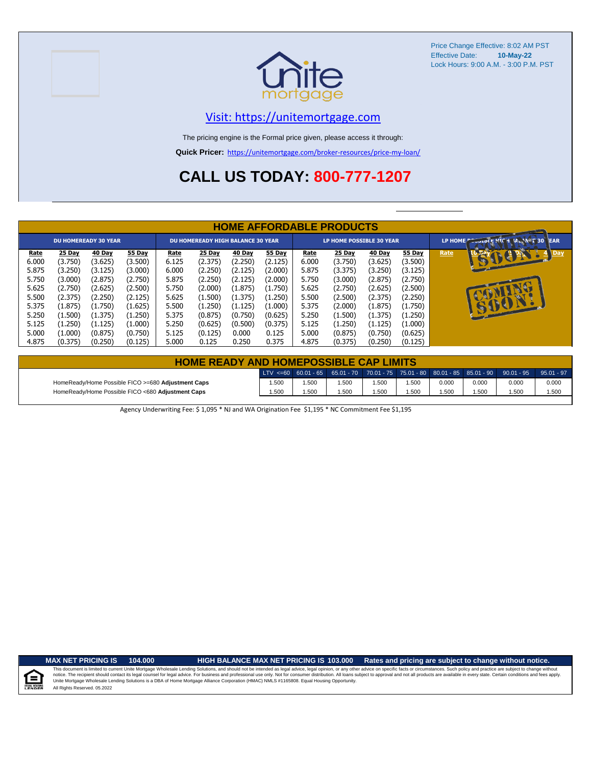Price Change Effective: 8:02 AM PST
Effective Date: **10-May-22**
Lock Hours: 9:00 A.M. - 3:00 P.M. PST

[Visit: https://unitemortgage.com](https://unitemortgage.com)

The pricing engine is the Formal price given, please access it through:

**Quick Pricer:** [https://unitemortgage.com/broker-resources/price-my-loan/](https://unitemortgage.com/broker-resources/price-my-loan/)

## CALL US TODAY: 800-777-1207

## HOME AFFORDABLE PRODUCTS

| DU HOMEREADY 30 YEAR | | | | DU HOMEREADY HIGH BALANCE 30 YEAR | | | | LP HOME POSSIBLE 30 YEAR | | | | LP HOME POSSIBLE HIGH BALANCE 30 YEAR | | | |
|---|---|---|---|---|---|---|---|---|---|---|---|---|---|---|---|
| Rate | 25 Day | 40 Day | 55 Day | Rate | 25 Day | 40 Day | 55 Day | Rate | 25 Day | 40 Day | 55 Day | Rate | 25 Day | 40 Day | 55 Day |
| 6.000 | (3.750) | (3.625) | (3.500) | 6.125 | (2.375) | (2.250) | (2.125) | 6.000 | (3.750) | (3.625) | (3.500) | COMING SOON! | | | |
| 5.875 | (3.250) | (3.125) | (3.000) | 6.000 | (2.250) | (2.125) | (2.000) | 5.875 | (3.375) | (3.250) | (3.125) | | | | |
| 5.750 | (3.000) | (2.875) | (2.750) | 5.875 | (2.250) | (2.125) | (2.000) | 5.750 | (3.000) | (2.875) | (2.750) | | | | |
| 5.625 | (2.750) | (2.625) | (2.500) | 5.750 | (2.000) | (1.875) | (1.750) | 5.625 | (2.750) | (2.625) | (2.500) | | | | |
| 5.500 | (2.375) | (2.250) | (2.125) | 5.625 | (1.500) | (1.375) | (1.250) | 5.500 | (2.500) | (2.375) | (2.250) | | | | |
| 5.375 | (1.875) | (1.750) | (1.625) | 5.500 | (1.250) | (1.125) | (1.000) | 5.375 | (2.000) | (1.875) | (1.750) | | | | |
| 5.250 | (1.500) | (1.375) | (1.250) | 5.375 | (0.875) | (0.750) | (0.625) | 5.250 | (1.500) | (1.375) | (1.250) | | | | |
| 5.125 | (1.250) | (1.125) | (1.000) | 5.250 | (0.625) | (0.500) | (0.375) | 5.125 | (1.250) | (1.125) | (1.000) | | | | |
| 5.000 | (1.000) | (0.875) | (0.750) | 5.125 | (0.125) | 0.000 | 0.125 | 5.000 | (0.875) | (0.750) | (0.625) | | | | |
| 4.875 | (0.375) | (0.250) | (0.125) | 5.000 | 0.125 | 0.250 | 0.375 | 4.875 | (0.375) | (0.250) | (0.125) | | | | |

## HOME READY AND HOMEPOSSIBLE CAP LIMITS

| | LTV <=60 | 60.01 - 65 | 65.01 - 70 | 70.01 - 75 | 75.01 - 80 | 80.01 - 85 | 85.01 - 90 | 90.01 - 95 | 95.01 - 97 |
|---|---|---|---|---|---|---|---|---|---|
| HomeReady/Home Possible FICO >=680 **Adjustment Caps** | 1.500 | 1.500 | 1.500 | 1.500 | 1.500 | 0.000 | 0.000 | 0.000 | 0.000 |
| HomeReady/Home Possible FICO <680 **Adjustment Caps** | 1.500 | 1.500 | 1.500 | 1.500 | 1.500 | 1.500 | 1.500 | 1.500 | 1.500 |

Agency Underwriting Fee: $ 1,095 * NJ and WA Origination Fee $1,195 * NC Commitment Fee $1,195

**MAX NET PRICING IS 104.000** **HIGH BALANCE MAX NET PRICING IS 103.000** **Rates and pricing are subject to change without notice.**

This document is limited to current Unite Mortgage Wholesale Lending Solutions, and should not be intended as legal advice, legal opinion, or any other advice on specific facts or circumstances. Such policy and practice are subject to change without notice. The recipient should contact its legal counsel for legal advice. For business and professional use only. Not for consumer distribution. All loans subject to approval and not all products are available in every state. Certain conditions and fees apply. Unite Mortgage Wholesale Lending Solutions is a DBA of Home Mortgage Alliance Corporation (HMAC) NMLS #1165808. Equal Housing Opportunity.
All Rights Reserved. 05.2022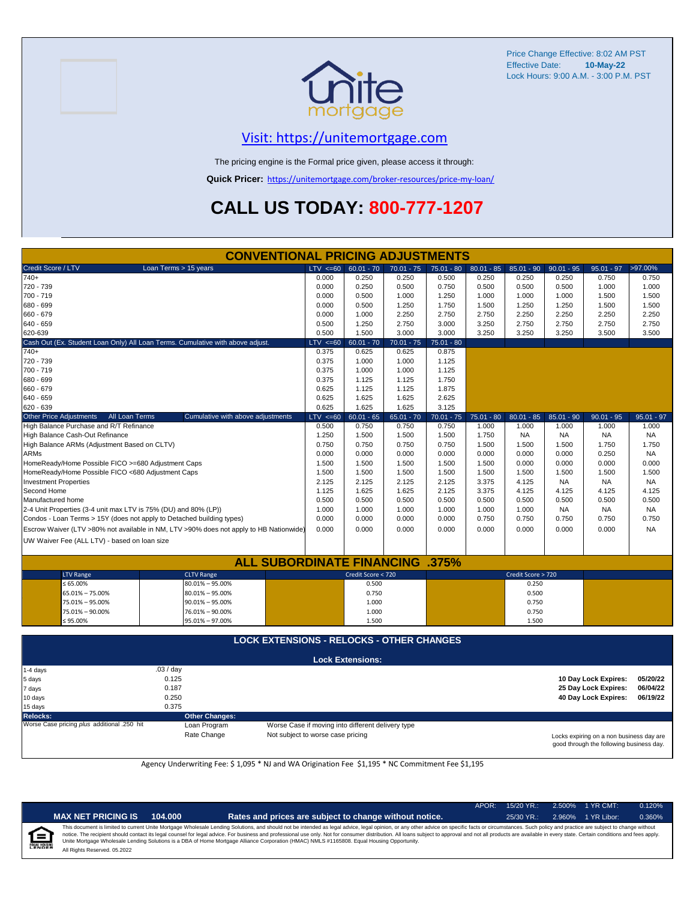Price Change Effective: 8:02 AM PST
Effective Date: **10-May-22**
Lock Hours: 9:00 A.M. - 3:00 P.M. PST

## Visit: https://unitemortgage.com

The pricing engine is the Formal price given, please access it through:

**Quick Pricer:** https://unitemortgage.com/broker-resources/price-my-loan/

# CALL US TODAY: 800-777-1207

## CONVENTIONAL PRICING ADJUSTMENTS

| Credit Score / LTV — Loan Terms > 15 years | LTV <=60 | 60.01 - 70 | 70.01 - 75 | 75.01 - 80 | 80.01 - 85 | 85.01 - 90 | 90.01 - 95 | 95.01 - 97 | >97.00% |
|---|---|---|---|---|---|---|---|---|---|
| 740+ | 0.000 | 0.250 | 0.250 | 0.500 | 0.250 | 0.250 | 0.250 | 0.750 | 0.750 |
| 720 - 739 | 0.000 | 0.250 | 0.500 | 0.750 | 0.500 | 0.500 | 0.500 | 1.000 | 1.000 |
| 700 - 719 | 0.000 | 0.500 | 1.000 | 1.250 | 1.000 | 1.000 | 1.000 | 1.500 | 1.500 |
| 680 - 699 | 0.000 | 0.500 | 1.250 | 1.750 | 1.500 | 1.250 | 1.250 | 1.500 | 1.500 |
| 660 - 679 | 0.000 | 1.000 | 2.250 | 2.750 | 2.750 | 2.250 | 2.250 | 2.250 | 2.250 |
| 640 - 659 | 0.500 | 1.250 | 2.750 | 3.000 | 3.250 | 2.750 | 2.750 | 2.750 | 2.750 |
| 620-639 | 0.500 | 1.500 | 3.000 | 3.000 | 3.250 | 3.250 | 3.250 | 3.500 | 3.500 |

| Cash Out (Ex. Student Loan Only) All Loan Terms. Cumulative with above adjust. | LTV <=60 | 60.01 - 70 | 70.01 - 75 | 75.01 - 80 |
|---|---|---|---|---|
| 740+ | 0.375 | 0.625 | 0.625 | 0.875 |
| 720 - 739 | 0.375 | 1.000 | 1.000 | 1.125 |
| 700 - 719 | 0.375 | 1.000 | 1.000 | 1.125 |
| 680 - 699 | 0.375 | 1.125 | 1.125 | 1.750 |
| 660 - 679 | 0.625 | 1.125 | 1.125 | 1.875 |
| 640 - 659 | 0.625 | 1.625 | 1.625 | 2.625 |
| 620 - 639 | 0.625 | 1.625 | 1.625 | 3.125 |

| Other Price Adjustments — All Loan Terms — Cumulative with above adjustments | LTV <=60 | 60.01 - 65 | 65.01 - 70 | 70.01 - 75 | 75.01 - 80 | 80.01 - 85 | 85.01 - 90 | 90.01 - 95 | 95.01 - 97 |
|---|---|---|---|---|---|---|---|---|---|
| High Balance Purchase and R/T Refinance | 0.500 | 0.750 | 0.750 | 0.750 | 1.000 | 1.000 | 1.000 | 1.000 | 1.000 |
| High Balance Cash-Out Refinance | 1.250 | 1.500 | 1.500 | 1.500 | 1.750 | NA | NA | NA | NA |
| High Balance ARMs (Adjustment Based on CLTV) | 0.750 | 0.750 | 0.750 | 0.750 | 1.500 | 1.500 | 1.500 | 1.750 | 1.750 |
| ARMs | 0.000 | 0.000 | 0.000 | 0.000 | 0.000 | 0.000 | 0.000 | 0.250 | NA |
| HomeReady/Home Possible FICO >=680 Adjustment Caps | 1.500 | 1.500 | 1.500 | 1.500 | 1.500 | 0.000 | 0.000 | 0.000 | 0.000 |
| HomeReady/Home Possible FICO <680 Adjustment Caps | 1.500 | 1.500 | 1.500 | 1.500 | 1.500 | 1.500 | 1.500 | 1.500 | 1.500 |
| Investment Properties | 2.125 | 2.125 | 2.125 | 2.125 | 3.375 | 4.125 | NA | NA | NA |
| Second Home | 1.125 | 1.625 | 1.625 | 2.125 | 3.375 | 4.125 | 4.125 | 4.125 | 4.125 |
| Manufactured home | 0.500 | 0.500 | 0.500 | 0.500 | 0.500 | 0.500 | 0.500 | 0.500 | 0.500 |
| 2-4 Unit Properties (3-4 unit max LTV is 75% (DU) and 80% (LP)) | 1.000 | 1.000 | 1.000 | 1.000 | 1.000 | 1.000 | NA | NA | NA |
| Condos - Loan Terms > 15Y (does not apply to Detached building types) | 0.000 | 0.000 | 0.000 | 0.000 | 0.750 | 0.750 | 0.750 | 0.750 | 0.750 |
| Escrow Waiver (LTV >80% not available in NM, LTV >90% does not apply to HB Nationwide) | 0.000 | 0.000 | 0.000 | 0.000 | 0.000 | 0.000 | 0.000 | 0.000 | NA |
| UW Waiver Fee (ALL LTV) - based on loan size | | | | | | | | | |

## ALL SUBORDINATE FINANCING .375%

| LTV Range | CLTV Range | Credit Score < 720 | Credit Score > 720 |
|---|---|---|---|
| ≤ 65.00% | 80.01% – 95.00% | 0.500 | 0.250 |
| 65.01% – 75.00% | 80.01% – 95.00% | 0.750 | 0.500 |
| 75.01% – 95.00% | 90.01% – 95.00% | 1.000 | 0.750 |
| 75.01% – 90.00% | 76.01% – 90.00% | 1.000 | 0.750 |
| ≤ 95.00% | 95.01% – 97.00% | 1.500 | 1.500 |

## LOCK EXTENSIONS - RELOCKS - OTHER CHANGES

### Lock Extensions:

| Days | Cost |
|---|---|
| 1-4 days | .03 / day |
| 5 days | 0.125 |
| 7 days | 0.187 |
| 10 days | 0.250 |
| 15 days | 0.375 |

**10 Day Lock Expires:** 05/20/22
**25 Day Lock Expires:** 06/04/22
**40 Day Lock Expires:** 06/19/22

**Relocks:**
Worse Case pricing *plus* additional .250 hit

**Other Changes:**

| | |
|---|---|
| Loan Program | Worse Case if moving into different delivery type |
| Rate Change | Not subject to worse case pricing |

Locks expiring on a non business day are good through the following business day.

Agency Underwriting Fee: $ 1,095 * NJ and WA Origination Fee $1,195 * NC Commitment Fee $1,195

| APOR: | 15/20 YR.: | 2.500% | 1 YR CMT: | 0.120% |
|---|---|---|---|---|
| | 25/30 YR.: | 2.960% | 1 YR Libor: | 0.360% |

**MAX NET PRICING IS 104.000** — **Rates and prices are subject to change without notice.**

This document is limited to current Unite Mortgage Wholesale Lending Solutions, and should not be intended as legal advice, legal opinion, or any other advice on specific facts or circumstances. Such policy and practice are subject to change without notice. The recipient should contact its legal counsel for legal advice. For business and professional use only. Not for consumer distribution. All loans subject to approval and not all products are available in every state. Certain conditions and fees apply. Unite Mortgage Wholesale Lending Solutions is a DBA of Home Mortgage Alliance Corporation (HMAC) NMLS #1165808. Equal Housing Opportunity.
All Rights Reserved. 05.2022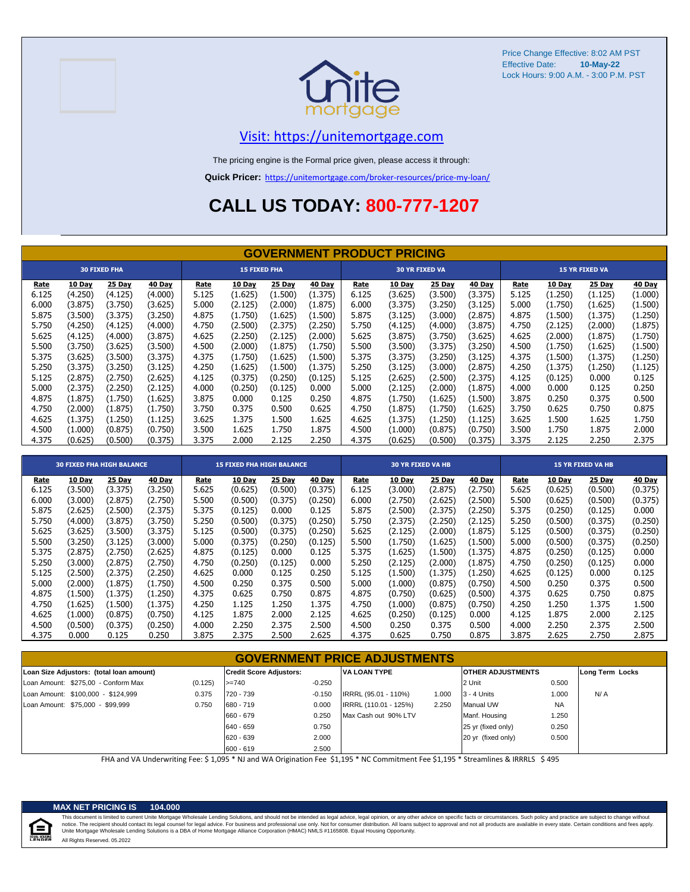Price Change Effective: 8:02 AM PST
Effective Date: **10-May-22**
Lock Hours: 9:00 A.M. - 3:00 P.M. PST

[Visit: https://unitemortgage.com](https://unitemortgage.com)

The pricing engine is the Formal price given, please access it through:

**Quick Pricer:** https://unitemortgage.com/broker-resources/price-my-loan/

# CALL US TODAY: 800-777-1207

## GOVERNMENT PRODUCT PRICING

| 30 FIXED FHA | | | | 15 FIXED FHA | | | | 30 YR FIXED VA | | | | 15 YR FIXED VA | | | |
|---|---|---|---|---|---|---|---|---|---|---|---|---|---|---|---|
| Rate | 10 Day | 25 Day | 40 Day | Rate | 10 Day | 25 Day | 40 Day | Rate | 10 Day | 25 Day | 40 Day | Rate | 10 Day | 25 Day | 40 Day |
| 6.125 | (4.250) | (4.125) | (4.000) | 5.125 | (1.625) | (1.500) | (1.375) | 6.125 | (3.625) | (3.500) | (3.375) | 5.125 | (1.250) | (1.125) | (1.000) |
| 6.000 | (3.875) | (3.750) | (3.625) | 5.000 | (2.125) | (2.000) | (1.875) | 6.000 | (3.375) | (3.250) | (3.125) | 5.000 | (1.750) | (1.625) | (1.500) |
| 5.875 | (3.500) | (3.375) | (3.250) | 4.875 | (1.750) | (1.625) | (1.500) | 5.875 | (3.125) | (3.000) | (2.875) | 4.875 | (1.500) | (1.375) | (1.250) |
| 5.750 | (4.250) | (4.125) | (4.000) | 4.750 | (2.500) | (2.375) | (2.250) | 5.750 | (4.125) | (4.000) | (3.875) | 4.750 | (2.125) | (2.000) | (1.875) |
| 5.625 | (4.125) | (4.000) | (3.875) | 4.625 | (2.250) | (2.125) | (2.000) | 5.625 | (3.875) | (3.750) | (3.625) | 4.625 | (2.000) | (1.875) | (1.750) |
| 5.500 | (3.750) | (3.625) | (3.500) | 4.500 | (2.000) | (1.875) | (1.750) | 5.500 | (3.500) | (3.375) | (3.250) | 4.500 | (1.750) | (1.625) | (1.500) |
| 5.375 | (3.625) | (3.500) | (3.375) | 4.375 | (1.750) | (1.625) | (1.500) | 5.375 | (3.375) | (3.250) | (3.125) | 4.375 | (1.500) | (1.375) | (1.250) |
| 5.250 | (3.375) | (3.250) | (3.125) | 4.250 | (1.625) | (1.500) | (1.375) | 5.250 | (3.125) | (3.000) | (2.875) | 4.250 | (1.375) | (1.250) | (1.125) |
| 5.125 | (2.875) | (2.750) | (2.625) | 4.125 | (0.375) | (0.250) | (0.125) | 5.125 | (2.625) | (2.500) | (2.375) | 4.125 | (0.125) | 0.000 | 0.125 |
| 5.000 | (2.375) | (2.250) | (2.125) | 4.000 | (0.250) | (0.125) | 0.000 | 5.000 | (2.125) | (2.000) | (1.875) | 4.000 | 0.000 | 0.125 | 0.250 |
| 4.875 | (1.875) | (1.750) | (1.625) | 3.875 | 0.000 | 0.125 | 0.250 | 4.875 | (1.750) | (1.625) | (1.500) | 3.875 | 0.250 | 0.375 | 0.500 |
| 4.750 | (2.000) | (1.875) | (1.750) | 3.750 | 0.375 | 0.500 | 0.625 | 4.750 | (1.875) | (1.750) | (1.625) | 3.750 | 0.625 | 0.750 | 0.875 |
| 4.625 | (1.375) | (1.250) | (1.125) | 3.625 | 1.375 | 1.500 | 1.625 | 4.625 | (1.375) | (1.250) | (1.125) | 3.625 | 1.500 | 1.625 | 1.750 |
| 4.500 | (1.000) | (0.875) | (0.750) | 3.500 | 1.625 | 1.750 | 1.875 | 4.500 | (1.000) | (0.875) | (0.750) | 3.500 | 1.750 | 1.875 | 2.000 |
| 4.375 | (0.625) | (0.500) | (0.375) | 3.375 | 2.000 | 2.125 | 2.250 | 4.375 | (0.625) | (0.500) | (0.375) | 3.375 | 2.125 | 2.250 | 2.375 |

| 30 FIXED FHA HIGH BALANCE | | | | 15 FIXED FHA HIGH BALANCE | | | | 30 YR FIXED VA HB | | | | 15 YR FIXED VA HB | | | |
|---|---|---|---|---|---|---|---|---|---|---|---|---|---|---|---|
| Rate | 10 Day | 25 Day | 40 Day | Rate | 10 Day | 25 Day | 40 Day | Rate | 10 Day | 25 Day | 40 Day | Rate | 10 Day | 25 Day | 40 Day |
| 6.125 | (3.500) | (3.375) | (3.250) | 5.625 | (0.625) | (0.500) | (0.375) | 6.125 | (3.000) | (2.875) | (2.750) | 5.625 | (0.625) | (0.500) | (0.375) |
| 6.000 | (3.000) | (2.875) | (2.750) | 5.500 | (0.500) | (0.375) | (0.250) | 6.000 | (2.750) | (2.625) | (2.500) | 5.500 | (0.625) | (0.500) | (0.375) |
| 5.875 | (2.625) | (2.500) | (2.375) | 5.375 | (0.125) | 0.000 | 0.125 | 5.875 | (2.500) | (2.375) | (2.250) | 5.375 | (0.250) | (0.125) | 0.000 |
| 5.750 | (4.000) | (3.875) | (3.750) | 5.250 | (0.500) | (0.375) | (0.250) | 5.750 | (2.375) | (2.250) | (2.125) | 5.250 | (0.500) | (0.375) | (0.250) |
| 5.625 | (3.625) | (3.500) | (3.375) | 5.125 | (0.500) | (0.375) | (0.250) | 5.625 | (2.125) | (2.000) | (1.875) | 5.125 | (0.500) | (0.375) | (0.250) |
| 5.500 | (3.250) | (3.125) | (3.000) | 5.000 | (0.375) | (0.250) | (0.125) | 5.500 | (1.750) | (1.625) | (1.500) | 5.000 | (0.500) | (0.375) | (0.250) |
| 5.375 | (2.875) | (2.750) | (2.625) | 4.875 | (0.125) | 0.000 | 0.125 | 5.375 | (1.625) | (1.500) | (1.375) | 4.875 | (0.250) | (0.125) | 0.000 |
| 5.250 | (3.000) | (2.875) | (2.750) | 4.750 | (0.250) | (0.125) | 0.000 | 5.250 | (2.125) | (2.000) | (1.875) | 4.750 | (0.250) | (0.125) | 0.000 |
| 5.125 | (2.500) | (2.375) | (2.250) | 4.625 | 0.000 | 0.125 | 0.250 | 5.125 | (1.500) | (1.375) | (1.250) | 4.625 | (0.125) | 0.000 | 0.125 |
| 5.000 | (2.000) | (1.875) | (1.750) | 4.500 | 0.250 | 0.375 | 0.500 | 5.000 | (1.000) | (0.875) | (0.750) | 4.500 | 0.250 | 0.375 | 0.500 |
| 4.875 | (1.500) | (1.375) | (1.250) | 4.375 | 0.625 | 0.750 | 0.875 | 4.875 | (0.750) | (0.625) | (0.500) | 4.375 | 0.625 | 0.750 | 0.875 |
| 4.750 | (1.625) | (1.500) | (1.375) | 4.250 | 1.125 | 1.250 | 1.375 | 4.750 | (1.000) | (0.875) | (0.750) | 4.250 | 1.250 | 1.375 | 1.500 |
| 4.625 | (1.000) | (0.875) | (0.750) | 4.125 | 1.875 | 2.000 | 2.125 | 4.625 | (0.250) | (0.125) | 0.000 | 4.125 | 1.875 | 2.000 | 2.125 |
| 4.500 | (0.500) | (0.375) | (0.250) | 4.000 | 2.250 | 2.375 | 2.500 | 4.500 | 0.250 | 0.375 | 0.500 | 4.000 | 2.250 | 2.375 | 2.500 |
| 4.375 | 0.000 | 0.125 | 0.250 | 3.875 | 2.375 | 2.500 | 2.625 | 4.375 | 0.625 | 0.750 | 0.875 | 3.875 | 2.625 | 2.750 | 2.875 |

## GOVERNMENT PRICE ADJUSTMENTS

| Loan Size Adjustors: (total loan amount) | | Credit Score Adjustors: | | VA LOAN TYPE | | OTHER ADJUSTMENTS | | Long Term Locks |
|---|---|---|---|---|---|---|---|---|
| Loan Amount: $275,00 - Conform Max | (0.125) | >=740 | -0.250 | | | 2 Unit | 0.500 | |
| Loan Amount: $100,000 - $124,999 | 0.375 | 720 - 739 | -0.150 | IRRRL (95.01 - 110%) | 1.000 | 3 - 4 Units | 1.000 | N/ A |
| Loan Amount: $75,000 - $99,999 | 0.750 | 680 - 719 | 0.000 | IRRRL (110.01 - 125%) | 2.250 | Manual UW | NA | |
| | | 660 - 679 | 0.250 | Max Cash out 90% LTV | | Manf. Housing | 1.250 | |
| | | 640 - 659 | 0.750 | | | 25 yr (fixed only) | 0.250 | |
| | | 620 - 639 | 2.000 | | | 20 yr (fixed only) | 0.500 | |
| | | 600 - 619 | 2.500 | | | | | |

FHA and VA Underwriting Fee: $ 1,095 * NJ and WA Origination Fee $1,195 * NC Commitment Fee $1,195 * Streamlines & IRRRLS $ 495

**MAX NET PRICING IS 104.000**

This document is limited to current Unite Mortgage Wholesale Lending Solutions, and should not be intended as legal advice, legal opinion, or any other advice on specific facts or circumstances. Such policy and practice are subject to change without notice. The recipient should contact its legal counsel for legal advice. For business and professional use only. Not for consumer distribution. All loans subject to approval and not all products are available in every state. Certain conditions and fees apply. Unite Mortgage Wholesale Lending Solutions is a DBA of Home Mortgage Alliance Corporation (HMAC) NMLS #1165808. Equal Housing Opportunity.

All Rights Reserved. 05.2022